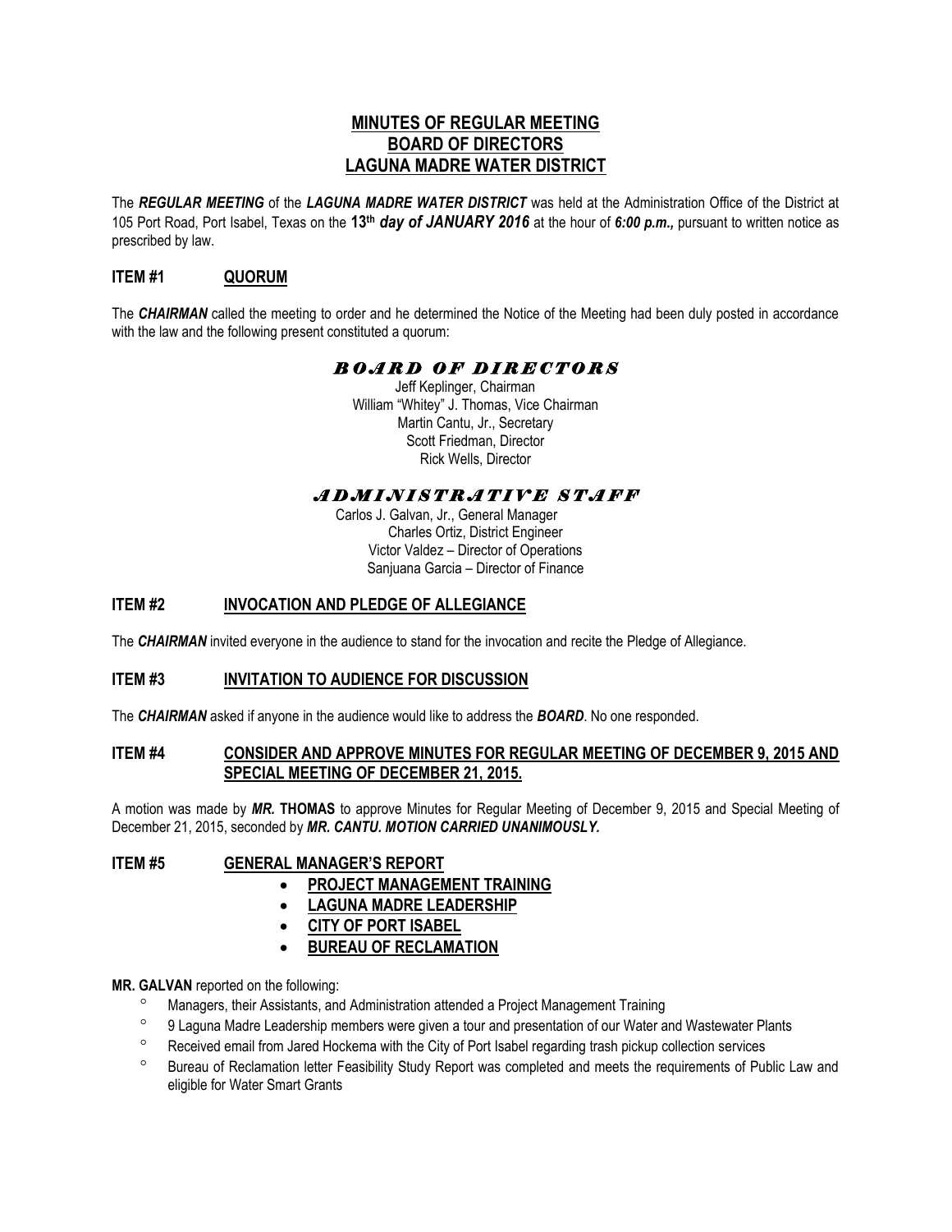# MINUTES OF REGULAR MEETING
# BOARD OF DIRECTORS
# LAGUNA MADRE WATER DISTRICT

The ***REGULAR MEETING*** of the ***LAGUNA MADRE WATER DISTRICT*** was held at the Administration Office of the District at 105 Port Road, Port Isabel, Texas on the **13th *day of JANUARY 2016*** at the hour of ***6:00 p.m.,*** pursuant to written notice as prescribed by law.

## ITEM #1 QUORUM

The ***CHAIRMAN*** called the meeting to order and he determined the Notice of the Meeting had been duly posted in accordance with the law and the following present constituted a quorum:

***BOARD OF DIRECTORS***

Jeff Keplinger, Chairman
William "Whitey" J. Thomas, Vice Chairman
Martin Cantu, Jr., Secretary
Scott Friedman, Director
Rick Wells, Director

***ADMINISTRATIVE STAFF***

Carlos J. Galvan, Jr., General Manager
Charles Ortiz, District Engineer
Victor Valdez – Director of Operations
Sanjuana Garcia – Director of Finance

## ITEM #2 INVOCATION AND PLEDGE OF ALLEGIANCE

The ***CHAIRMAN*** invited everyone in the audience to stand for the invocation and recite the Pledge of Allegiance.

## ITEM #3 INVITATION TO AUDIENCE FOR DISCUSSION

The ***CHAIRMAN*** asked if anyone in the audience would like to address the ***BOARD***. No one responded.

## ITEM #4 CONSIDER AND APPROVE MINUTES FOR REGULAR MEETING OF DECEMBER 9, 2015 AND SPECIAL MEETING OF DECEMBER 21, 2015.

A motion was made by ***MR.* THOMAS** to approve Minutes for Regular Meeting of December 9, 2015 and Special Meeting of December 21, 2015, seconded by ***MR. CANTU. MOTION CARRIED UNANIMOUSLY.***

## ITEM #5 GENERAL MANAGER'S REPORT

- **PROJECT MANAGEMENT TRAINING**
- **LAGUNA MADRE LEADERSHIP**
- **CITY OF PORT ISABEL**
- **BUREAU OF RECLAMATION**

**MR. GALVAN** reported on the following:

- Managers, their Assistants, and Administration attended a Project Management Training
- 9 Laguna Madre Leadership members were given a tour and presentation of our Water and Wastewater Plants
- Received email from Jared Hockema with the City of Port Isabel regarding trash pickup collection services
- Bureau of Reclamation letter Feasibility Study Report was completed and meets the requirements of Public Law and eligible for Water Smart Grants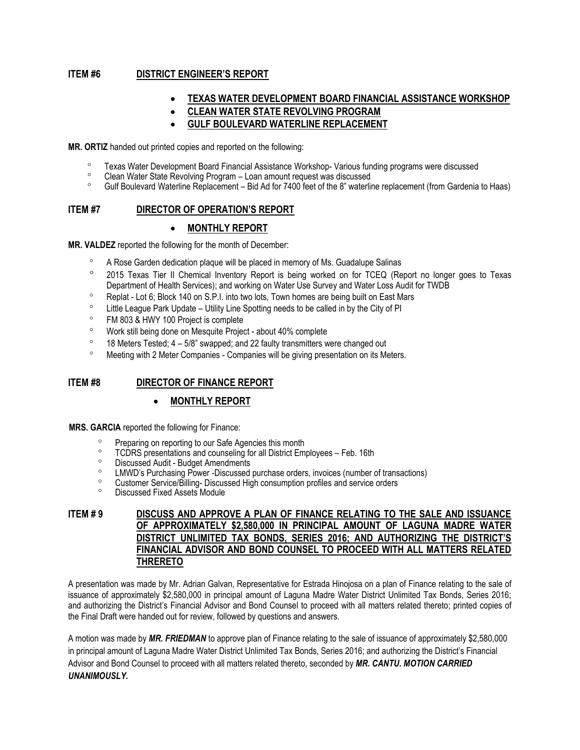**ITEM #6 <u>DISTRICT ENGINEER'S REPORT</u>**

- **<u>TEXAS WATER DEVELOPMENT BOARD FINANCIAL ASSISTANCE WORKSHOP</u>**
- **<u>CLEAN WATER STATE REVOLVING PROGRAM</u>**
- **<u>GULF BOULEVARD WATERLINE REPLACEMENT</u>**

**MR. ORTIZ** handed out printed copies and reported on the following:

- Texas Water Development Board Financial Assistance Workshop- Various funding programs were discussed
- Clean Water State Revolving Program – Loan amount request was discussed
- Gulf Boulevard Waterline Replacement – Bid Ad for 7400 feet of the 8" waterline replacement (from Gardenia to Haas)

**ITEM #7 <u>DIRECTOR OF OPERATION'S REPORT</u>**

- **<u>MONTHLY REPORT</u>**

**MR. VALDEZ** reported the following for the month of December:

- A Rose Garden dedication plaque will be placed in memory of Ms. Guadalupe Salinas
- 2015 Texas Tier II Chemical Inventory Report is being worked on for TCEQ (Report no longer goes to Texas Department of Health Services); and working on Water Use Survey and Water Loss Audit for TWDB
- Replat - Lot 6; Block 140 on S.P.I. into two lots, Town homes are being built on East Mars
- Little League Park Update – Utility Line Spotting needs to be called in by the City of PI
- FM 803 & HWY 100 Project is complete
- Work still being done on Mesquite Project - about 40% complete
- 18 Meters Tested; 4 – 5/8" swapped; and 22 faulty transmitters were changed out
- Meeting with 2 Meter Companies - Companies will be giving presentation on its Meters.

**ITEM #8 <u>DIRECTOR OF FINANCE REPORT</u>**

- **<u>MONTHLY REPORT</u>**

**MRS. GARCIA** reported the following for Finance:

- Preparing on reporting to our Safe Agencies this month
- TCDRS presentations and counseling for all District Employees – Feb. 16th
- Discussed Audit - Budget Amendments
- LMWD's Purchasing Power -Discussed purchase orders, invoices (number of transactions)
- Customer Service/Billing- Discussed High consumption profiles and service orders
- Discussed Fixed Assets Module

**ITEM # 9 <u>DISCUSS AND APPROVE A PLAN OF FINANCE RELATING TO THE SALE AND ISSUANCE OF APPROXIMATELY $2,580,000 IN PRINCIPAL AMOUNT OF LAGUNA MADRE WATER DISTRICT UNLIMITED TAX BONDS, SERIES 2016; AND AUTHORIZING THE DISTRICT'S FINANCIAL ADVISOR AND BOND COUNSEL TO PROCEED WITH ALL MATTERS RELATED THRERETO</u>**

A presentation was made by Mr. Adrian Galvan, Representative for Estrada Hinojosa on a plan of Finance relating to the sale of issuance of approximately $2,580,000 in principal amount of Laguna Madre Water District Unlimited Tax Bonds, Series 2016; and authorizing the District's Financial Advisor and Bond Counsel to proceed with all matters related thereto; printed copies of the Final Draft were handed out for review, followed by questions and answers.

A motion was made by ***MR. FRIEDMAN*** to approve plan of Finance relating to the sale of issuance of approximately $2,580,000 in principal amount of Laguna Madre Water District Unlimited Tax Bonds, Series 2016; and authorizing the District's Financial Advisor and Bond Counsel to proceed with all matters related thereto, seconded by ***MR. CANTU. MOTION CARRIED UNANIMOUSLY.***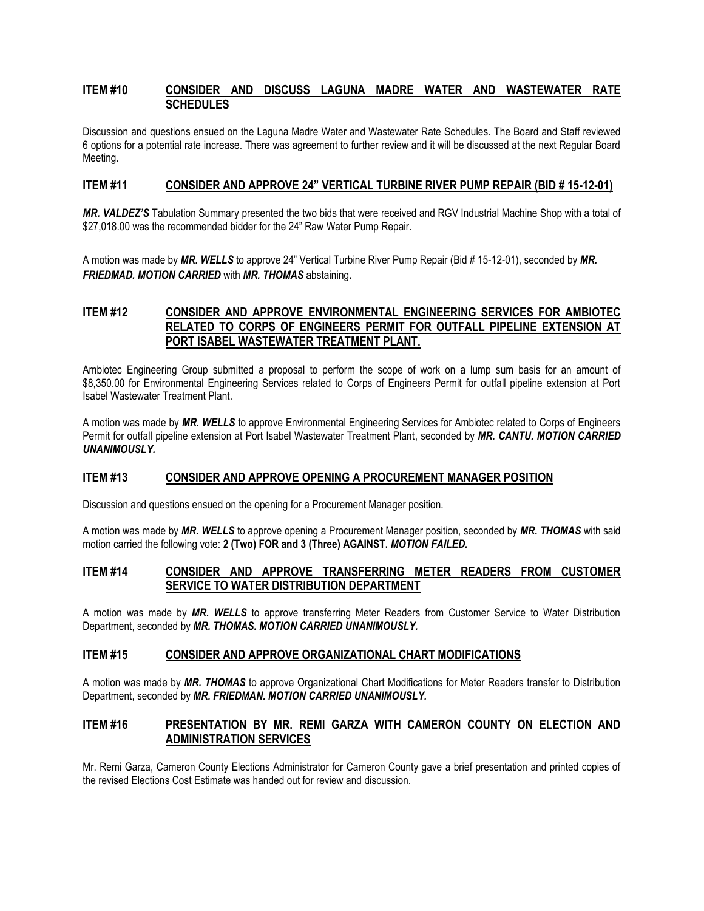## ITEM #10 CONSIDER AND DISCUSS LAGUNA MADRE WATER AND WASTEWATER RATE SCHEDULES

Discussion and questions ensued on the Laguna Madre Water and Wastewater Rate Schedules. The Board and Staff reviewed 6 options for a potential rate increase. There was agreement to further review and it will be discussed at the next Regular Board Meeting.

## ITEM #11 CONSIDER AND APPROVE 24" VERTICAL TURBINE RIVER PUMP REPAIR (BID # 15-12-01)

***MR. VALDEZ'S*** Tabulation Summary presented the two bids that were received and RGV Industrial Machine Shop with a total of $27,018.00 was the recommended bidder for the 24" Raw Water Pump Repair.

A motion was made by ***MR. WELLS*** to approve 24" Vertical Turbine River Pump Repair (Bid # 15-12-01), seconded by ***MR. FRIEDMAD. MOTION CARRIED*** with ***MR. THOMAS*** abstaining***.***

## ITEM #12 CONSIDER AND APPROVE ENVIRONMENTAL ENGINEERING SERVICES FOR AMBIOTEC RELATED TO CORPS OF ENGINEERS PERMIT FOR OUTFALL PIPELINE EXTENSION AT PORT ISABEL WASTEWATER TREATMENT PLANT.

Ambiotec Engineering Group submitted a proposal to perform the scope of work on a lump sum basis for an amount of $8,350.00 for Environmental Engineering Services related to Corps of Engineers Permit for outfall pipeline extension at Port Isabel Wastewater Treatment Plant.

A motion was made by ***MR. WELLS*** to approve Environmental Engineering Services for Ambiotec related to Corps of Engineers Permit for outfall pipeline extension at Port Isabel Wastewater Treatment Plant, seconded by ***MR. CANTU. MOTION CARRIED UNANIMOUSLY.***

## ITEM #13 CONSIDER AND APPROVE OPENING A PROCUREMENT MANAGER POSITION

Discussion and questions ensued on the opening for a Procurement Manager position.

A motion was made by ***MR. WELLS*** to approve opening a Procurement Manager position, seconded by ***MR. THOMAS*** with said motion carried the following vote: **2 (Two) FOR and 3 (Three) AGAINST.** ***MOTION FAILED.***

## ITEM #14 CONSIDER AND APPROVE TRANSFERRING METER READERS FROM CUSTOMER SERVICE TO WATER DISTRIBUTION DEPARTMENT

A motion was made by ***MR. WELLS*** to approve transferring Meter Readers from Customer Service to Water Distribution Department, seconded by ***MR. THOMAS. MOTION CARRIED UNANIMOUSLY.***

## ITEM #15 CONSIDER AND APPROVE ORGANIZATIONAL CHART MODIFICATIONS

A motion was made by ***MR. THOMAS*** to approve Organizational Chart Modifications for Meter Readers transfer to Distribution Department, seconded by ***MR. FRIEDMAN. MOTION CARRIED UNANIMOUSLY.***

## ITEM #16 PRESENTATION BY MR. REMI GARZA WITH CAMERON COUNTY ON ELECTION AND ADMINISTRATION SERVICES

Mr. Remi Garza, Cameron County Elections Administrator for Cameron County gave a brief presentation and printed copies of the revised Elections Cost Estimate was handed out for review and discussion.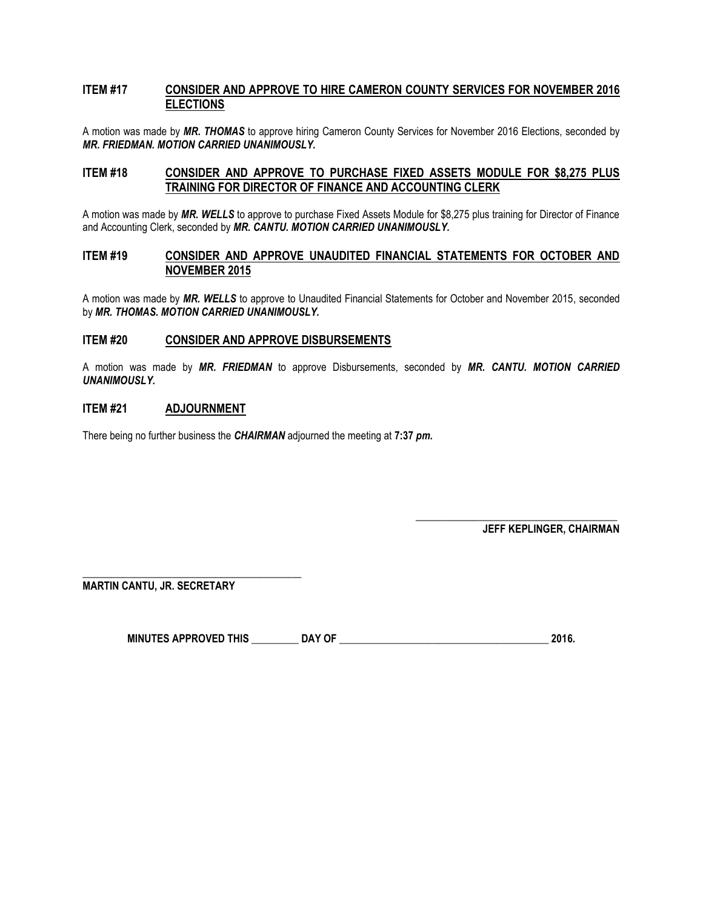### ITEM #17 CONSIDER AND APPROVE TO HIRE CAMERON COUNTY SERVICES FOR NOVEMBER 2016 ELECTIONS

A motion was made by ***MR. THOMAS*** to approve hiring Cameron County Services for November 2016 Elections, seconded by ***MR. FRIEDMAN. MOTION CARRIED UNANIMOUSLY.***

### ITEM #18 CONSIDER AND APPROVE TO PURCHASE FIXED ASSETS MODULE FOR $8,275 PLUS TRAINING FOR DIRECTOR OF FINANCE AND ACCOUNTING CLERK

A motion was made by ***MR. WELLS*** to approve to purchase Fixed Assets Module for $8,275 plus training for Director of Finance and Accounting Clerk, seconded by ***MR. CANTU. MOTION CARRIED UNANIMOUSLY.***

### ITEM #19 CONSIDER AND APPROVE UNAUDITED FINANCIAL STATEMENTS FOR OCTOBER AND NOVEMBER 2015

A motion was made by ***MR. WELLS*** to approve to Unaudited Financial Statements for October and November 2015, seconded by ***MR. THOMAS. MOTION CARRIED UNANIMOUSLY.***

### ITEM #20 CONSIDER AND APPROVE DISBURSEMENTS

A motion was made by ***MR. FRIEDMAN*** to approve Disbursements, seconded by ***MR. CANTU. MOTION CARRIED UNANIMOUSLY.***

### ITEM #21 ADJOURNMENT

There being no further business the ***CHAIRMAN*** adjourned the meeting at **7:37** ***pm.***

\_\_\_\_\_\_\_\_\_\_\_\_\_\_\_\_\_\_\_\_\_\_\_\_\_\_\_\_\_\_\_\_\_\_\_\_\_\_\_\_
**JEFF KEPLINGER, CHAIRMAN**

\_\_\_\_\_\_\_\_\_\_\_\_\_\_\_\_\_\_\_\_\_\_\_\_\_\_\_\_\_\_\_\_\_\_\_\_\_\_\_\_
**MARTIN CANTU, JR. SECRETARY**

**MINUTES APPROVED THIS \_\_\_\_\_\_\_\_\_ DAY OF \_\_\_\_\_\_\_\_\_\_\_\_\_\_\_\_\_\_\_\_\_\_\_\_\_\_\_\_\_\_\_\_\_\_\_\_\_\_\_\_ 2016.**